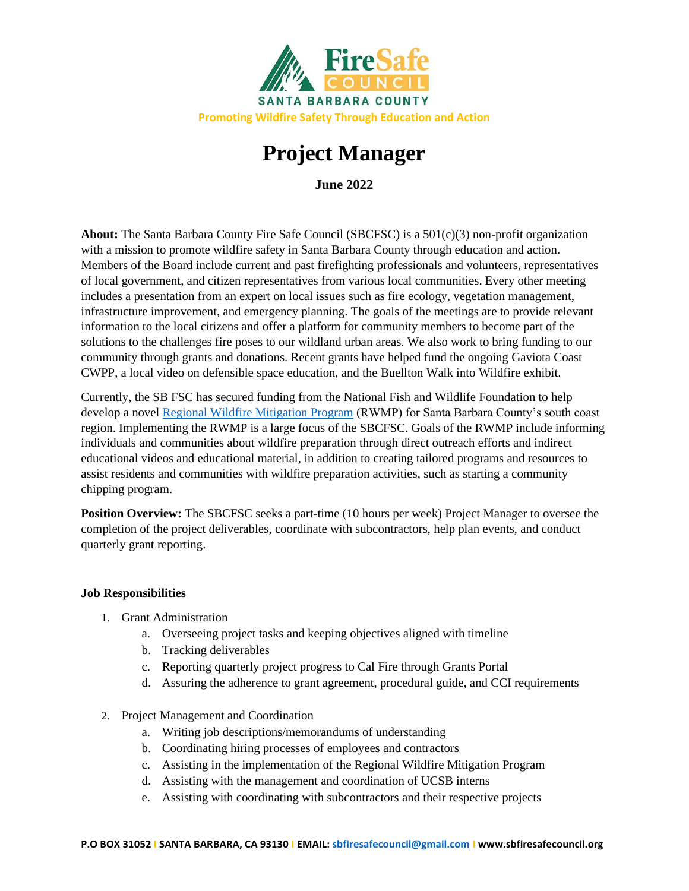Promoting Wildfire Safety Through Education and Action

# Project Manager

**June 2022**

**About:** The Santa Barbara County Fire Safe Council (SBCFSC) is a 501(c)(3) non-profit organization with a mission to promote wildfire safety in Santa Barbara County through education and action. Members of the Board include current and past firefighting professionals and volunteers, representatives of local government, and citizen representatives from various local communities. Every other meeting includes a presentation from an expert on local issues such as fire ecology, vegetation management, infrastructure improvement, and emergency planning. The goals of the meetings are to provide relevant information to the local citizens and offer a platform for community members to become part of the solutions to the challenges fire poses to our wildland urban areas. We also work to bring funding to our community through grants and donations. Recent grants have helped fund the ongoing Gaviota Coast CWPP, a local video on defensible space education, and the Buellton Walk into Wildfire exhibit.

Currently, the SB FSC has secured funding from the National Fish and Wildlife Foundation to help develop a novel Regional Wildfire Mitigation Program (RWMP) for Santa Barbara County's south coast region. Implementing the RWMP is a large focus of the SBCFSC. Goals of the RWMP include informing individuals and communities about wildfire preparation through direct outreach efforts and indirect educational videos and educational material, in addition to creating tailored programs and resources to assist residents and communities with wildfire preparation activities, such as starting a community chipping program.

**Position Overview:** The SBCFSC seeks a part-time (10 hours per week) Project Manager to oversee the completion of the project deliverables, coordinate with subcontractors, help plan events, and conduct quarterly grant reporting.

**Job Responsibilities**

1. Grant Administration
   a. Overseeing project tasks and keeping objectives aligned with timeline
   b. Tracking deliverables
   c. Reporting quarterly project progress to Cal Fire through Grants Portal
   d. Assuring the adherence to grant agreement, procedural guide, and CCI requirements
2. Project Management and Coordination
   a. Writing job descriptions/memorandums of understanding
   b. Coordinating hiring processes of employees and contractors
   c. Assisting in the implementation of the Regional Wildfire Mitigation Program
   d. Assisting with the management and coordination of UCSB interns
   e. Assisting with coordinating with subcontractors and their respective projects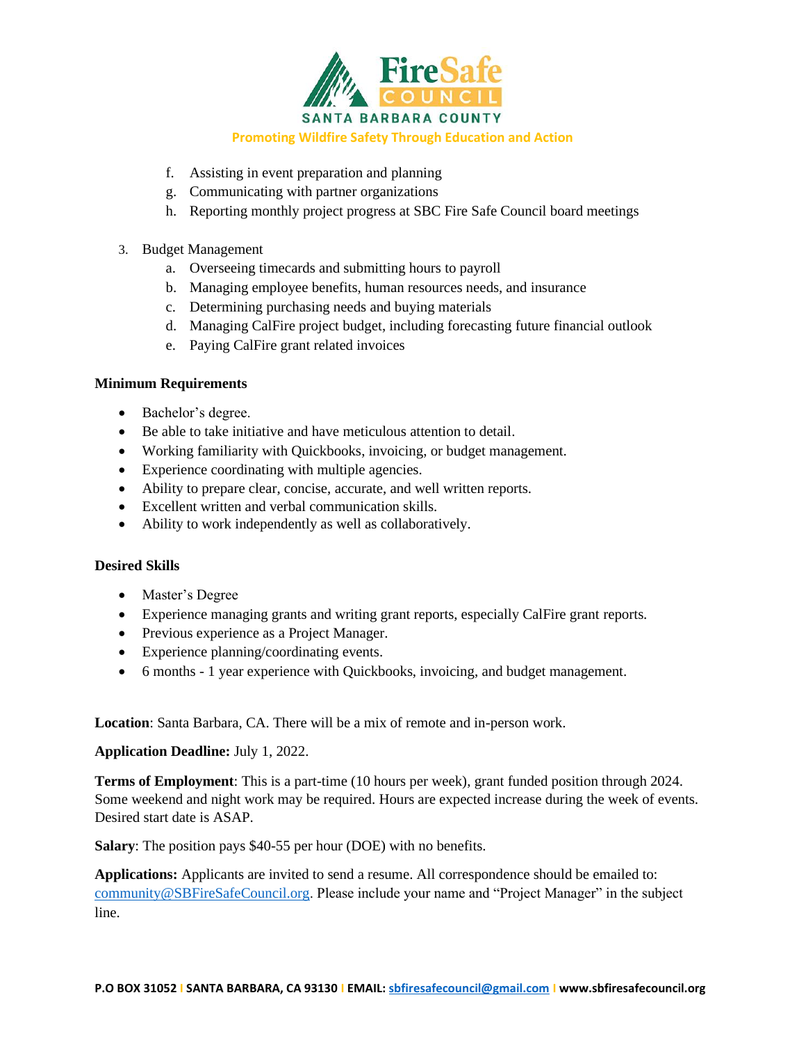f. Assisting in event preparation and planning
g. Communicating with partner organizations
h. Reporting monthly project progress at SBC Fire Safe Council board meetings

3. Budget Management
   a. Overseeing timecards and submitting hours to payroll
   b. Managing employee benefits, human resources needs, and insurance
   c. Determining purchasing needs and buying materials
   d. Managing CalFire project budget, including forecasting future financial outlook
   e. Paying CalFire grant related invoices

**Minimum Requirements**

- Bachelor's degree.
- Be able to take initiative and have meticulous attention to detail.
- Working familiarity with Quickbooks, invoicing, or budget management.
- Experience coordinating with multiple agencies.
- Ability to prepare clear, concise, accurate, and well written reports.
- Excellent written and verbal communication skills.
- Ability to work independently as well as collaboratively.

**Desired Skills**

- Master's Degree
- Experience managing grants and writing grant reports, especially CalFire grant reports.
- Previous experience as a Project Manager.
- Experience planning/coordinating events.
- 6 months - 1 year experience with Quickbooks, invoicing, and budget management.

**Location**: Santa Barbara, CA. There will be a mix of remote and in-person work.

**Application Deadline:** July 1, 2022.

**Terms of Employment**: This is a part-time (10 hours per week), grant funded position through 2024. Some weekend and night work may be required. Hours are expected increase during the week of events. Desired start date is ASAP.

**Salary**: The position pays $40-55 per hour (DOE) with no benefits.

**Applications:** Applicants are invited to send a resume. All correspondence should be emailed to: community@SBFireSafeCouncil.org. Please include your name and "Project Manager" in the subject line.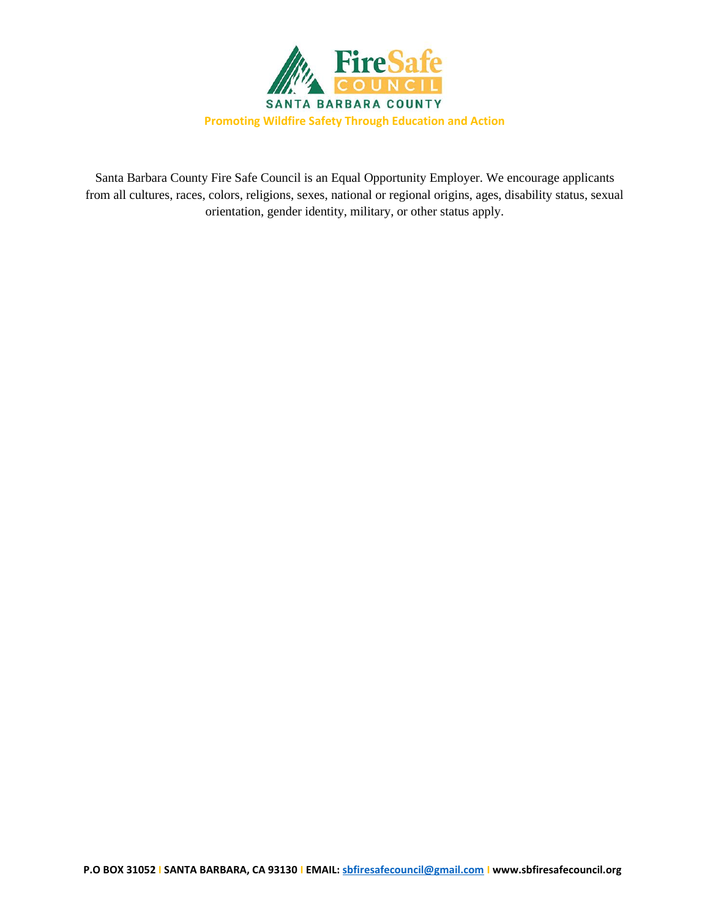Santa Barbara County Fire Safe Council is an Equal Opportunity Employer. We encourage applicants from all cultures, races, colors, religions, sexes, national or regional origins, ages, disability status, sexual orientation, gender identity, military, or other status apply.